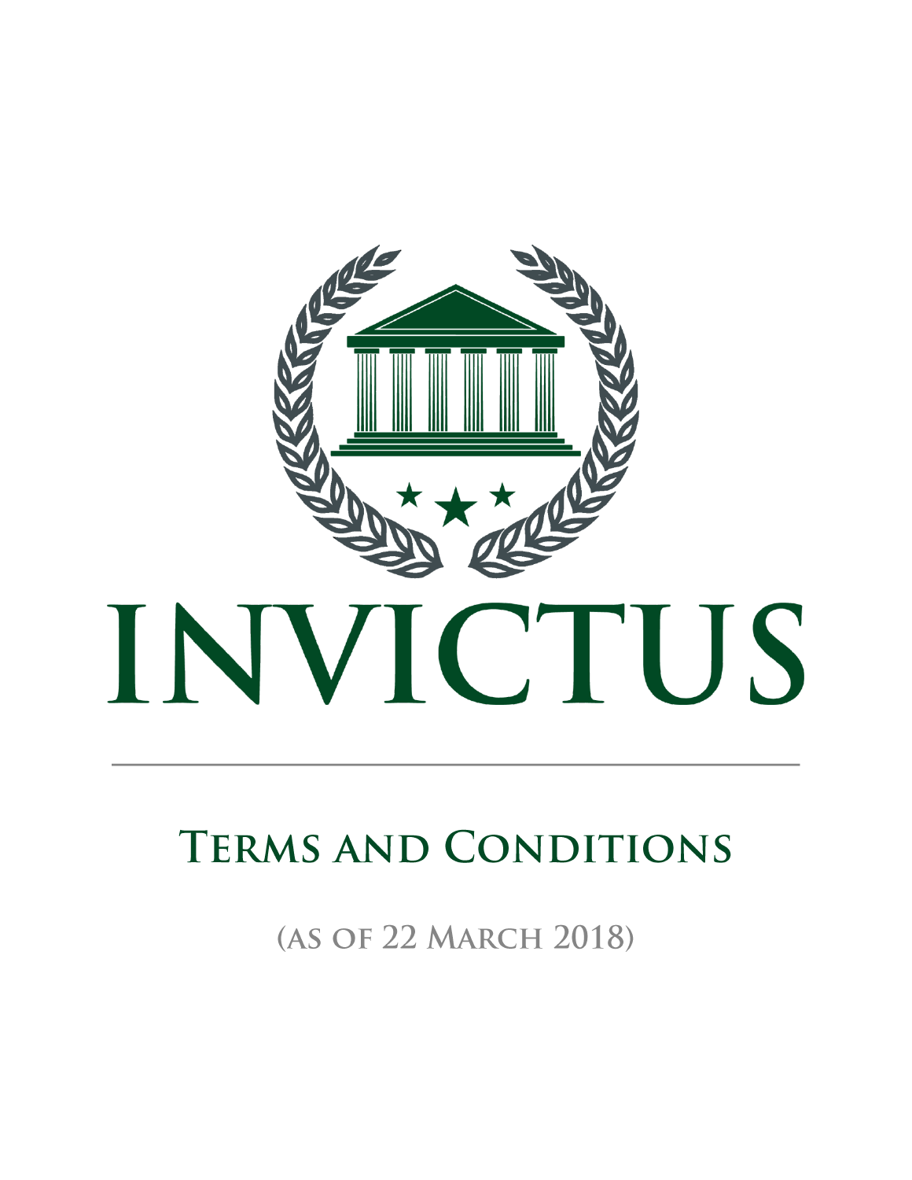# INVICTUS

## Terms and Conditions

(as of 22 March 2018)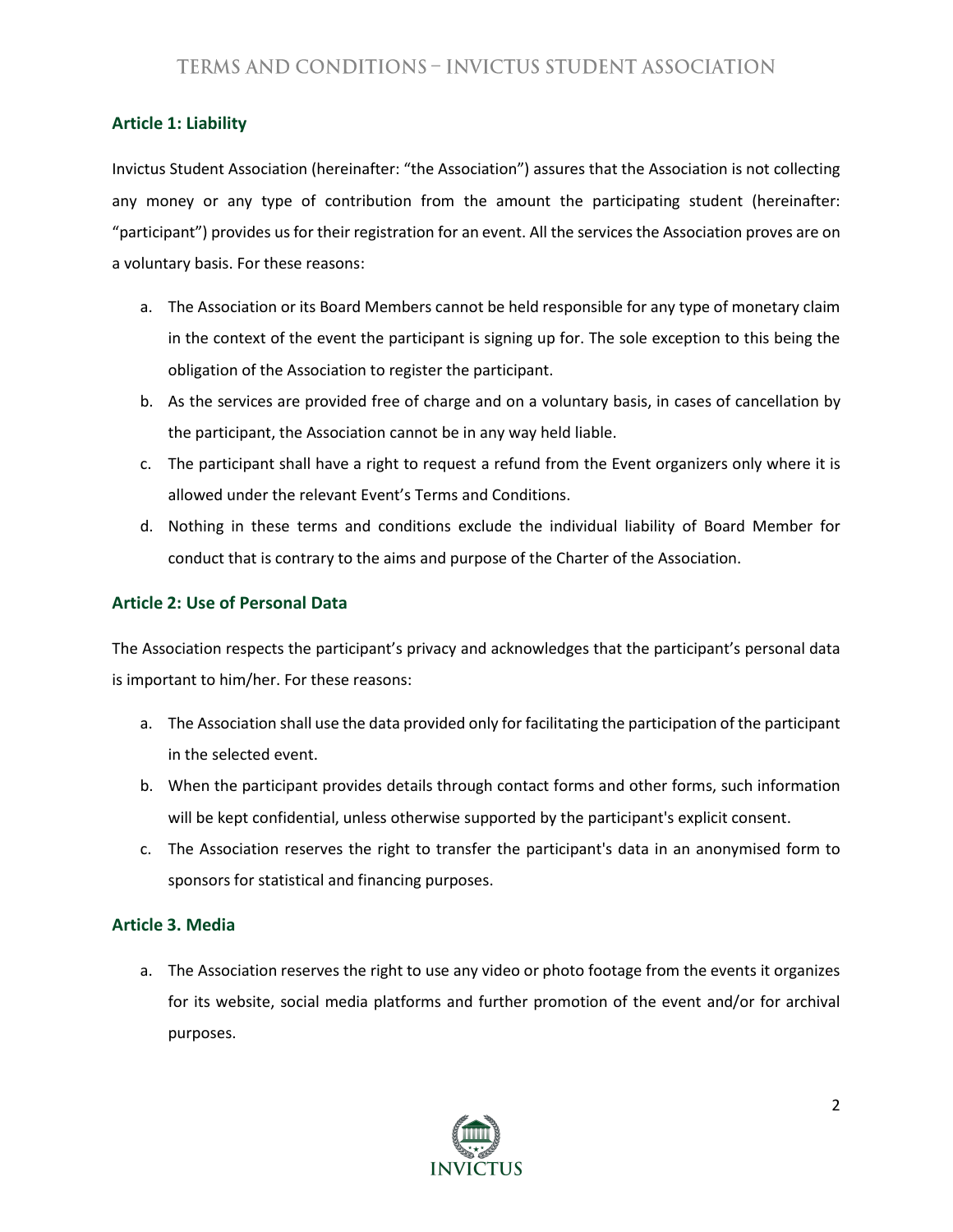### Article 1: Liability

Invictus Student Association (hereinafter: "the Association") assures that the Association is not collecting any money or any type of contribution from the amount the participating student (hereinafter: "participant") provides us for their registration for an event. All the services the Association proves are on a voluntary basis. For these reasons:

a. The Association or its Board Members cannot be held responsible for any type of monetary claim in the context of the event the participant is signing up for. The sole exception to this being the obligation of the Association to register the participant.
b. As the services are provided free of charge and on a voluntary basis, in cases of cancellation by the participant, the Association cannot be in any way held liable.
c. The participant shall have a right to request a refund from the Event organizers only where it is allowed under the relevant Event's Terms and Conditions.
d. Nothing in these terms and conditions exclude the individual liability of Board Member for conduct that is contrary to the aims and purpose of the Charter of the Association.

### Article 2: Use of Personal Data

The Association respects the participant's privacy and acknowledges that the participant's personal data is important to him/her. For these reasons:

a. The Association shall use the data provided only for facilitating the participation of the participant in the selected event.
b. When the participant provides details through contact forms and other forms, such information will be kept confidential, unless otherwise supported by the participant's explicit consent.
c. The Association reserves the right to transfer the participant's data in an anonymised form to sponsors for statistical and financing purposes.

### Article 3. Media

a. The Association reserves the right to use any video or photo footage from the events it organizes for its website, social media platforms and further promotion of the event and/or for archival purposes.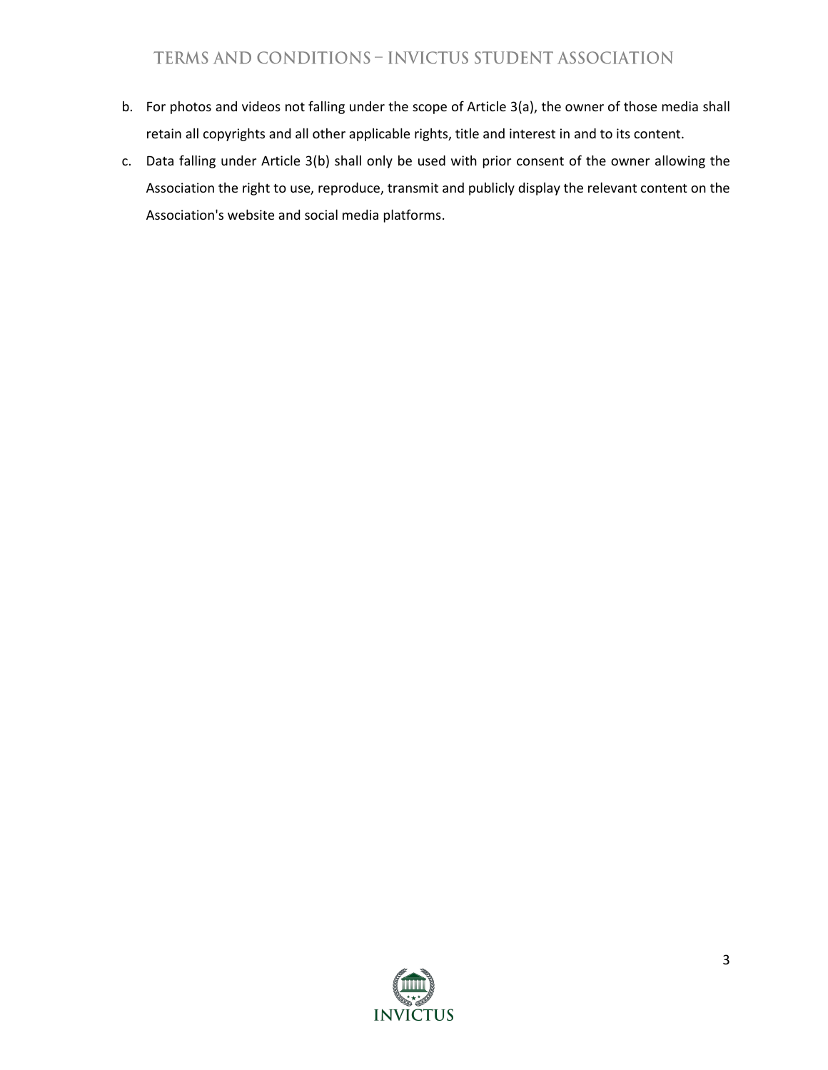b. For photos and videos not falling under the scope of Article 3(a), the owner of those media shall retain all copyrights and all other applicable rights, title and interest in and to its content.
c. Data falling under Article 3(b) shall only be used with prior consent of the owner allowing the Association the right to use, reproduce, transmit and publicly display the relevant content on the Association's website and social media platforms.